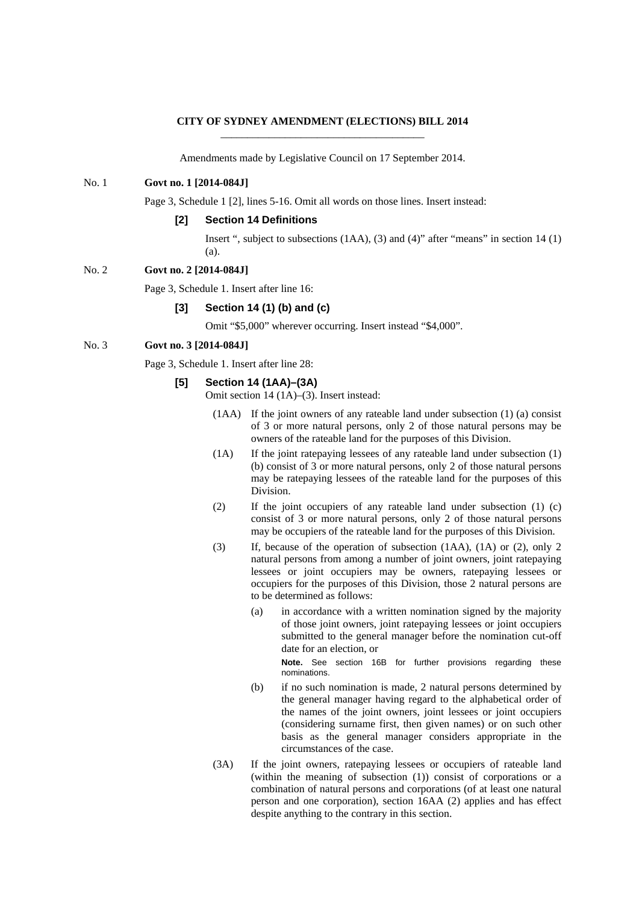**CITY OF SYDNEY AMENDMENT (ELECTIONS) BILL 2014**

Amendments made by Legislative Council on 17 September 2014.

No. 1 **Govt no. 1 [2014-084J]**

Page 3, Schedule 1 [2], lines 5-16. Omit all words on those lines. Insert instead:

**[2] Section 14 Definitions**

Insert ", subject to subsections (1AA), (3) and (4)" after "means" in section 14 (1) (a).

No. 2 **Govt no. 2 [2014-084J]**

Page 3, Schedule 1. Insert after line 16:

**[3] Section 14 (1) (b) and (c)**

Omit "$5,000" wherever occurring. Insert instead "$4,000".

No. 3 **Govt no. 3 [2014-084J]**

Page 3, Schedule 1. Insert after line 28:

**[5] Section 14 (1AA)–(3A)**

Omit section 14 (1A)–(3). Insert instead:

(1AA) If the joint owners of any rateable land under subsection (1) (a) consist of 3 or more natural persons, only 2 of those natural persons may be owners of the rateable land for the purposes of this Division.

(1A) If the joint ratepaying lessees of any rateable land under subsection (1) (b) consist of 3 or more natural persons, only 2 of those natural persons may be ratepaying lessees of the rateable land for the purposes of this Division.

(2) If the joint occupiers of any rateable land under subsection (1) (c) consist of 3 or more natural persons, only 2 of those natural persons may be occupiers of the rateable land for the purposes of this Division.

(3) If, because of the operation of subsection (1AA), (1A) or (2), only 2 natural persons from among a number of joint owners, joint ratepaying lessees or joint occupiers may be owners, ratepaying lessees or occupiers for the purposes of this Division, those 2 natural persons are to be determined as follows:

(a) in accordance with a written nomination signed by the majority of those joint owners, joint ratepaying lessees or joint occupiers submitted to the general manager before the nomination cut-off date for an election, or

**Note.** See section 16B for further provisions regarding these nominations.

(b) if no such nomination is made, 2 natural persons determined by the general manager having regard to the alphabetical order of the names of the joint owners, joint lessees or joint occupiers (considering surname first, then given names) or on such other basis as the general manager considers appropriate in the circumstances of the case.

(3A) If the joint owners, ratepaying lessees or occupiers of rateable land (within the meaning of subsection (1)) consist of corporations or a combination of natural persons and corporations (of at least one natural person and one corporation), section 16AA (2) applies and has effect despite anything to the contrary in this section.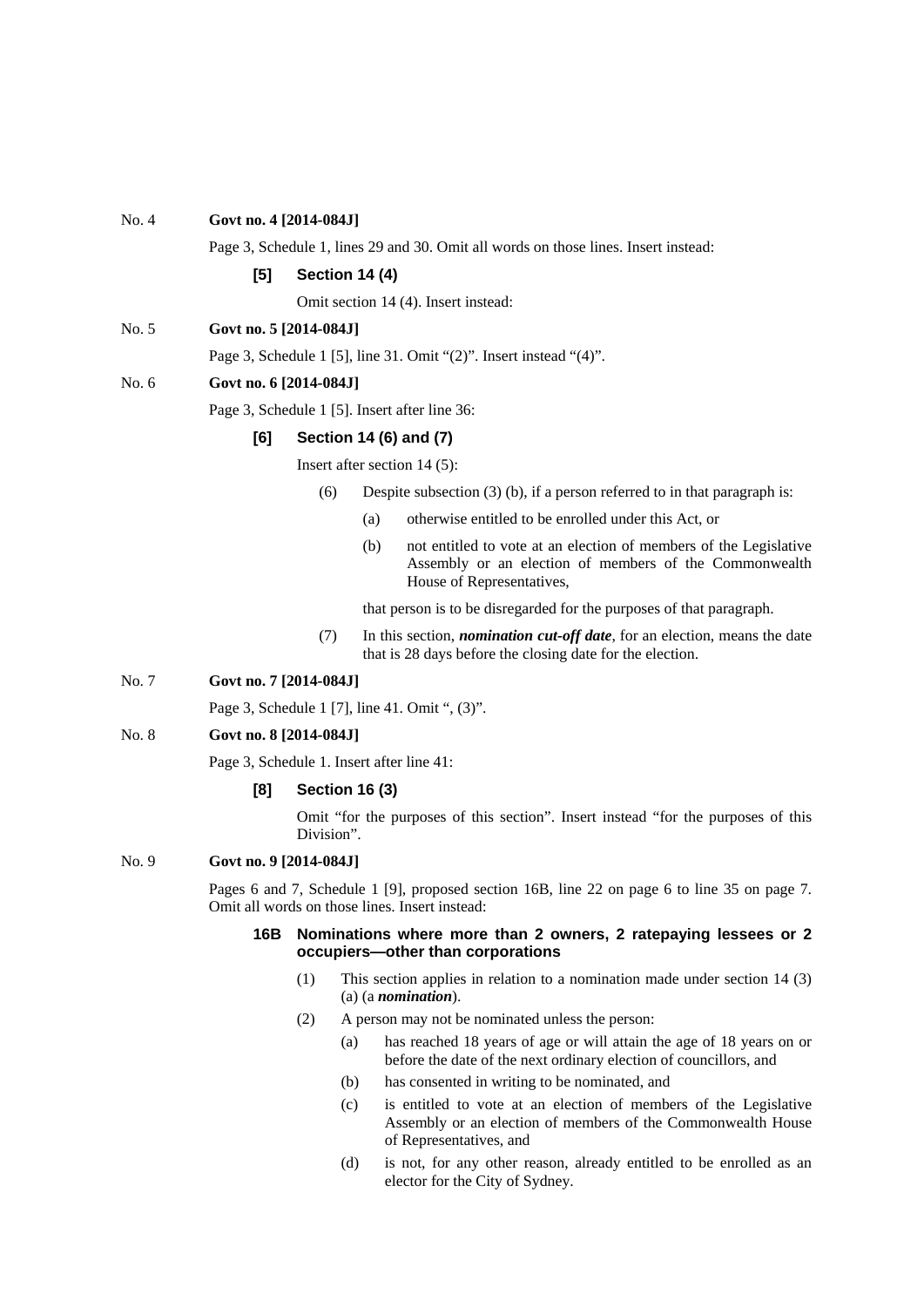No. 4 **Govt no. 4 [2014-084J]**

Page 3, Schedule 1, lines 29 and 30. Omit all words on those lines. Insert instead:

**[5] Section 14 (4)**

Omit section 14 (4). Insert instead:

No. 5 **Govt no. 5 [2014-084J]**

Page 3, Schedule 1 [5], line 31. Omit "(2)". Insert instead "(4)".

No. 6 **Govt no. 6 [2014-084J]**

Page 3, Schedule 1 [5]. Insert after line 36:

**[6] Section 14 (6) and (7)**

Insert after section 14 (5):

(6) Despite subsection (3) (b), if a person referred to in that paragraph is:

(a) otherwise entitled to be enrolled under this Act, or

(b) not entitled to vote at an election of members of the Legislative Assembly or an election of members of the Commonwealth House of Representatives,

that person is to be disregarded for the purposes of that paragraph.

(7) In this section, ***nomination cut-off date***, for an election, means the date that is 28 days before the closing date for the election.

No. 7 **Govt no. 7 [2014-084J]**

Page 3, Schedule 1 [7], line 41. Omit ", (3)".

No. 8 **Govt no. 8 [2014-084J]**

Page 3, Schedule 1. Insert after line 41:

**[8] Section 16 (3)**

Omit "for the purposes of this section". Insert instead "for the purposes of this Division".

No. 9 **Govt no. 9 [2014-084J]**

Pages 6 and 7, Schedule 1 [9], proposed section 16B, line 22 on page 6 to line 35 on page 7. Omit all words on those lines. Insert instead:

**16B Nominations where more than 2 owners, 2 ratepaying lessees or 2 occupiers—other than corporations**

(1) This section applies in relation to a nomination made under section 14 (3) (a) (a ***nomination***).

(2) A person may not be nominated unless the person:

(a) has reached 18 years of age or will attain the age of 18 years on or before the date of the next ordinary election of councillors, and

(b) has consented in writing to be nominated, and

(c) is entitled to vote at an election of members of the Legislative Assembly or an election of members of the Commonwealth House of Representatives, and

(d) is not, for any other reason, already entitled to be enrolled as an elector for the City of Sydney.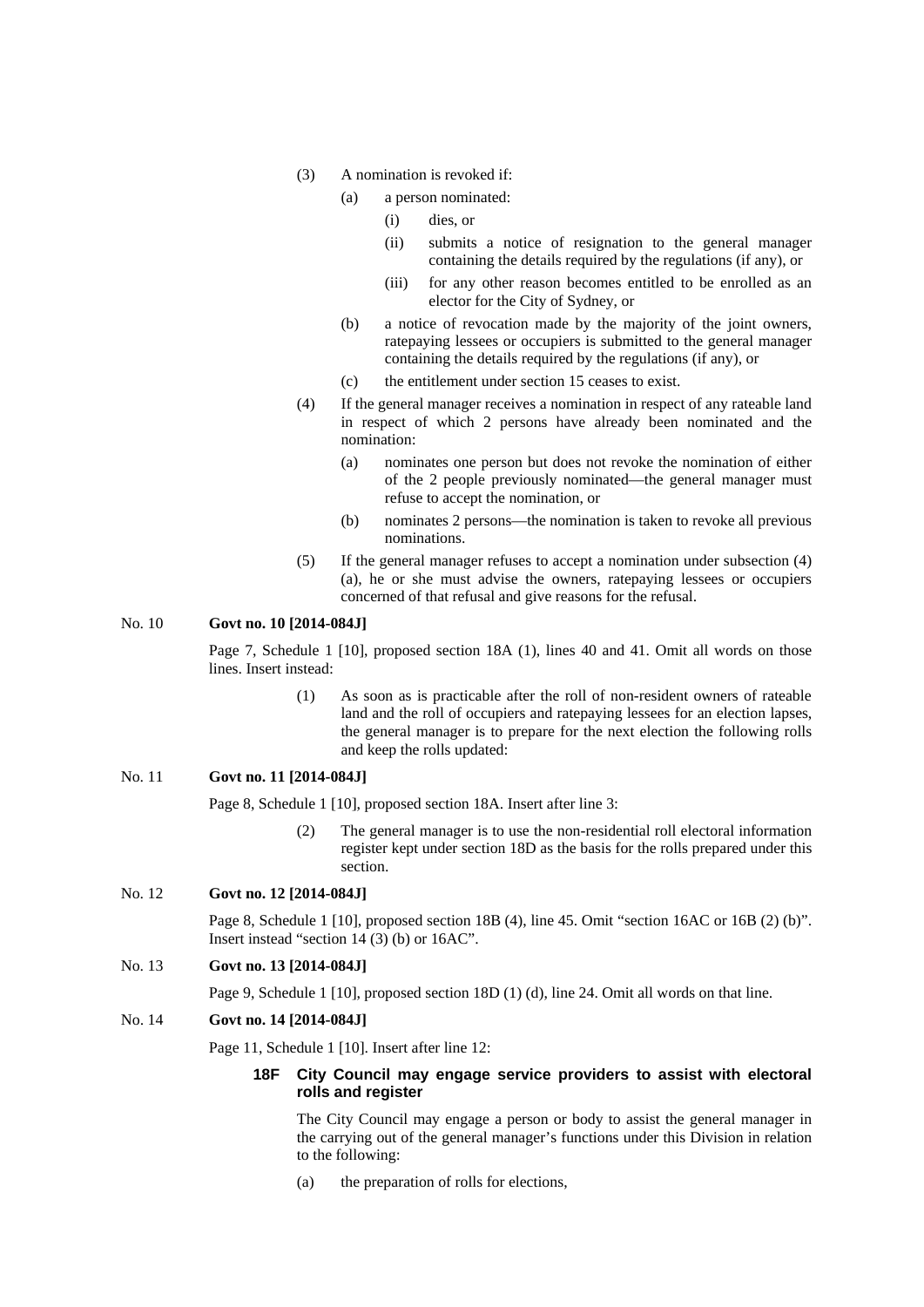(3) A nomination is revoked if:

(a) a person nominated:

(i) dies, or

(ii) submits a notice of resignation to the general manager containing the details required by the regulations (if any), or

(iii) for any other reason becomes entitled to be enrolled as an elector for the City of Sydney, or

(b) a notice of revocation made by the majority of the joint owners, ratepaying lessees or occupiers is submitted to the general manager containing the details required by the regulations (if any), or

(c) the entitlement under section 15 ceases to exist.

(4) If the general manager receives a nomination in respect of any rateable land in respect of which 2 persons have already been nominated and the nomination:

(a) nominates one person but does not revoke the nomination of either of the 2 people previously nominated—the general manager must refuse to accept the nomination, or

(b) nominates 2 persons—the nomination is taken to revoke all previous nominations.

(5) If the general manager refuses to accept a nomination under subsection (4) (a), he or she must advise the owners, ratepaying lessees or occupiers concerned of that refusal and give reasons for the refusal.

No. 10 **Govt no. 10 [2014-084J]**

Page 7, Schedule 1 [10], proposed section 18A (1), lines 40 and 41. Omit all words on those lines. Insert instead:

(1) As soon as is practicable after the roll of non-resident owners of rateable land and the roll of occupiers and ratepaying lessees for an election lapses, the general manager is to prepare for the next election the following rolls and keep the rolls updated:

No. 11 **Govt no. 11 [2014-084J]**

Page 8, Schedule 1 [10], proposed section 18A. Insert after line 3:

(2) The general manager is to use the non-residential roll electoral information register kept under section 18D as the basis for the rolls prepared under this section.

No. 12 **Govt no. 12 [2014-084J]**

Page 8, Schedule 1 [10], proposed section 18B (4), line 45. Omit "section 16AC or 16B (2) (b)". Insert instead "section 14 (3) (b) or 16AC".

No. 13 **Govt no. 13 [2014-084J]**

Page 9, Schedule 1 [10], proposed section 18D (1) (d), line 24. Omit all words on that line.

No. 14 **Govt no. 14 [2014-084J]**

Page 11, Schedule 1 [10]. Insert after line 12:

**18F City Council may engage service providers to assist with electoral rolls and register**

The City Council may engage a person or body to assist the general manager in the carrying out of the general manager's functions under this Division in relation to the following:

(a) the preparation of rolls for elections,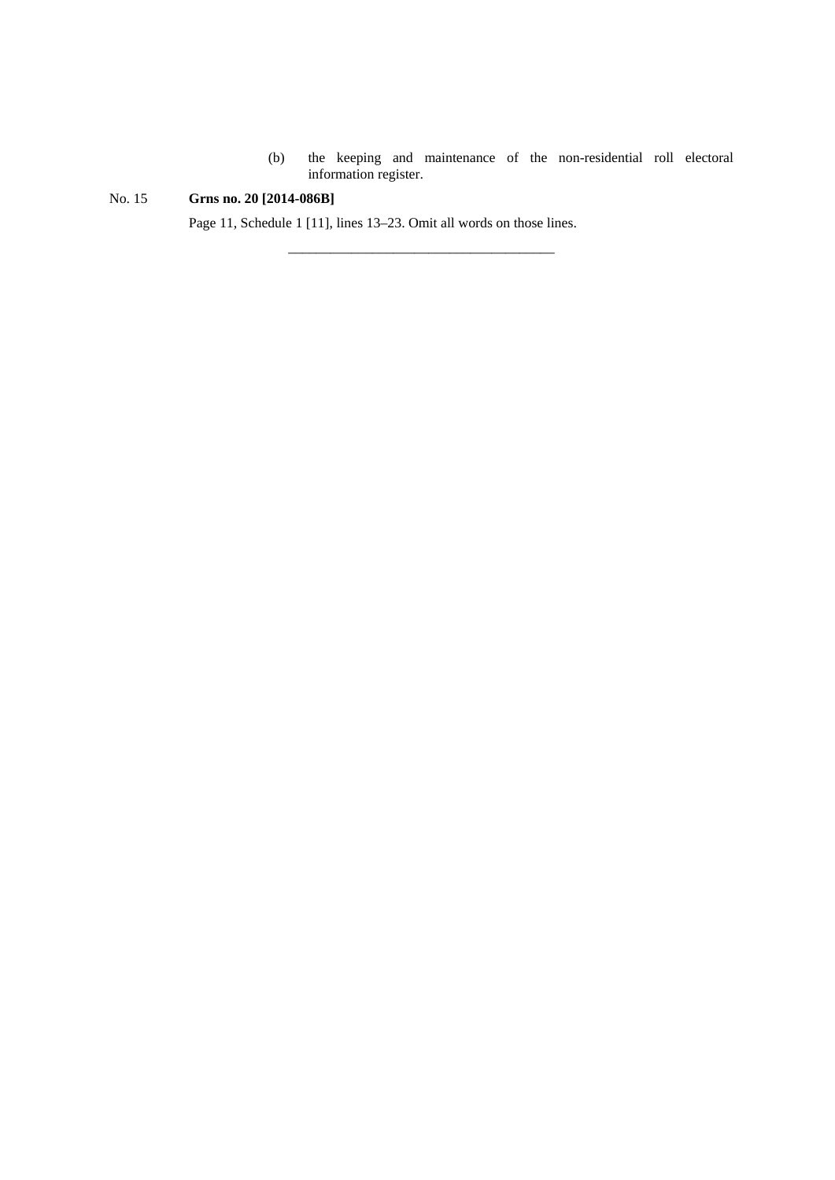(b) the keeping and maintenance of the non-residential roll electoral information register.

No. 15 **Grns no. 20 [2014-086B]**

Page 11, Schedule 1 [11], lines 13–23. Omit all words on those lines.

---